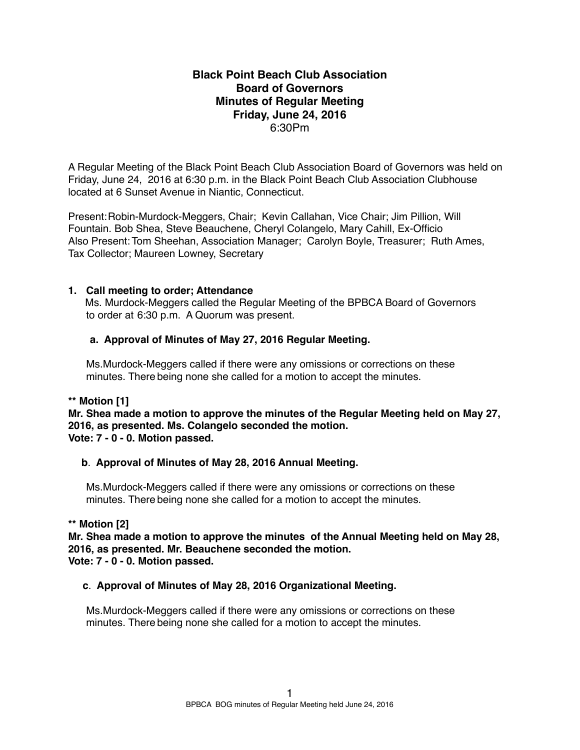**Black Point Beach Club Association**
**Board of Governors**
**Minutes of Regular Meeting**
**Friday, June 24, 2016**
6:30Pm

A Regular Meeting of the Black Point Beach Club Association Board of Governors was held on Friday, June 24, 2016 at 6:30 p.m. in the Black Point Beach Club Association Clubhouse located at 6 Sunset Avenue in Niantic, Connecticut.

Present: Robin-Murdock-Meggers, Chair; Kevin Callahan, Vice Chair; Jim Pillion, Will Fountain. Bob Shea, Steve Beauchene, Cheryl Colangelo, Mary Cahill, Ex-Officio
Also Present: Tom Sheehan, Association Manager; Carolyn Boyle, Treasurer; Ruth Ames, Tax Collector; Maureen Lowney, Secretary

**1. Call meeting to order; Attendance**

Ms. Murdock-Meggers called the Regular Meeting of the BPBCA Board of Governors to order at 6:30 p.m. A Quorum was present.

**a. Approval of Minutes of May 27, 2016 Regular Meeting.**

Ms.Murdock-Meggers called if there were any omissions or corrections on these minutes. There being none she called for a motion to accept the minutes.

**\** Motion [1]**
**Mr. Shea made a motion to approve the minutes of the Regular Meeting held on May 27, 2016, as presented. Ms. Colangelo seconded the motion.**
**Vote: 7 - 0 - 0. Motion passed.**

**b. Approval of Minutes of May 28, 2016 Annual Meeting.**

Ms.Murdock-Meggers called if there were any omissions or corrections on these minutes. There being none she called for a motion to accept the minutes.

**\** Motion [2]**
**Mr. Shea made a motion to approve the minutes of the Annual Meeting held on May 28, 2016, as presented. Mr. Beauchene seconded the motion.**
**Vote: 7 - 0 - 0. Motion passed.**

**c. Approval of Minutes of May 28, 2016 Organizational Meeting.**

Ms.Murdock-Meggers called if there were any omissions or corrections on these minutes. There being none she called for a motion to accept the minutes.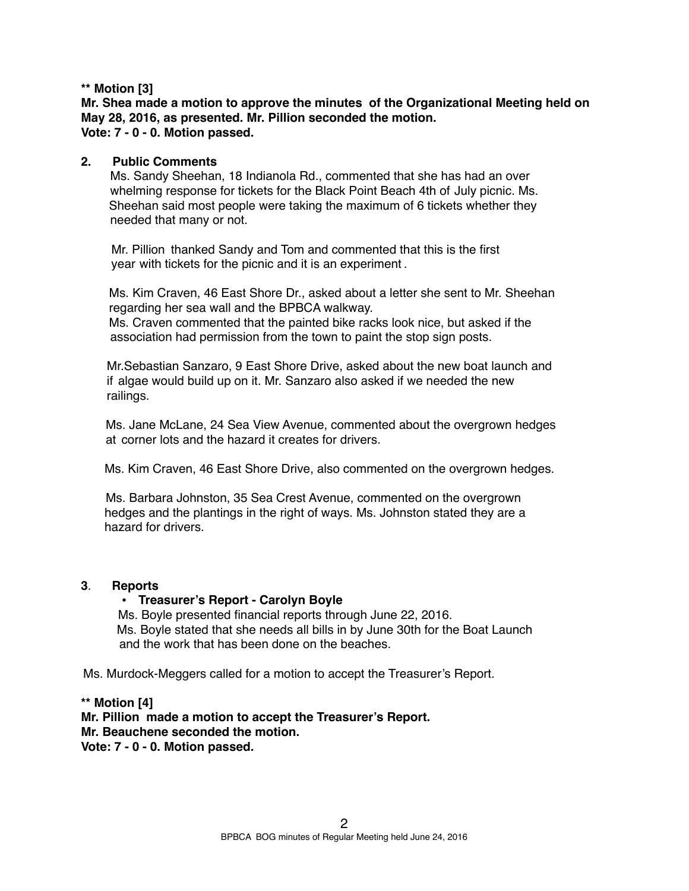**** Motion [3]**
**Mr. Shea made a motion to approve the minutes of the Organizational Meeting held on May 28, 2016, as presented. Mr. Pillion seconded the motion.**
**Vote: 7 - 0 - 0. Motion passed.**

**2. Public Comments**

Ms. Sandy Sheehan, 18 Indianola Rd., commented that she has had an over whelming response for tickets for the Black Point Beach 4th of July picnic. Ms. Sheehan said most people were taking the maximum of 6 tickets whether they needed that many or not.

Mr. Pillion thanked Sandy and Tom and commented that this is the first year with tickets for the picnic and it is an experiment.

Ms. Kim Craven, 46 East Shore Dr., asked about a letter she sent to Mr. Sheehan regarding her sea wall and the BPBCA walkway.
Ms. Craven commented that the painted bike racks look nice, but asked if the association had permission from the town to paint the stop sign posts.

Mr.Sebastian Sanzaro, 9 East Shore Drive, asked about the new boat launch and if algae would build up on it. Mr. Sanzaro also asked if we needed the new railings.

Ms. Jane McLane, 24 Sea View Avenue, commented about the overgrown hedges at corner lots and the hazard it creates for drivers.

Ms. Kim Craven, 46 East Shore Drive, also commented on the overgrown hedges.

Ms. Barbara Johnston, 35 Sea Crest Avenue, commented on the overgrown hedges and the plantings in the right of ways. Ms. Johnston stated they are a hazard for drivers.

**3. Reports**

- **Treasurer's Report - Carolyn Boyle**

Ms. Boyle presented financial reports through June 22, 2016.
Ms. Boyle stated that she needs all bills in by June 30th for the Boat Launch and the work that has been done on the beaches.

Ms. Murdock-Meggers called for a motion to accept the Treasurer's Report.

**** Motion [4]**
**Mr. Pillion made a motion to accept the Treasurer's Report.**
**Mr. Beauchene seconded the motion.**
**Vote: 7 - 0 - 0. Motion passed.**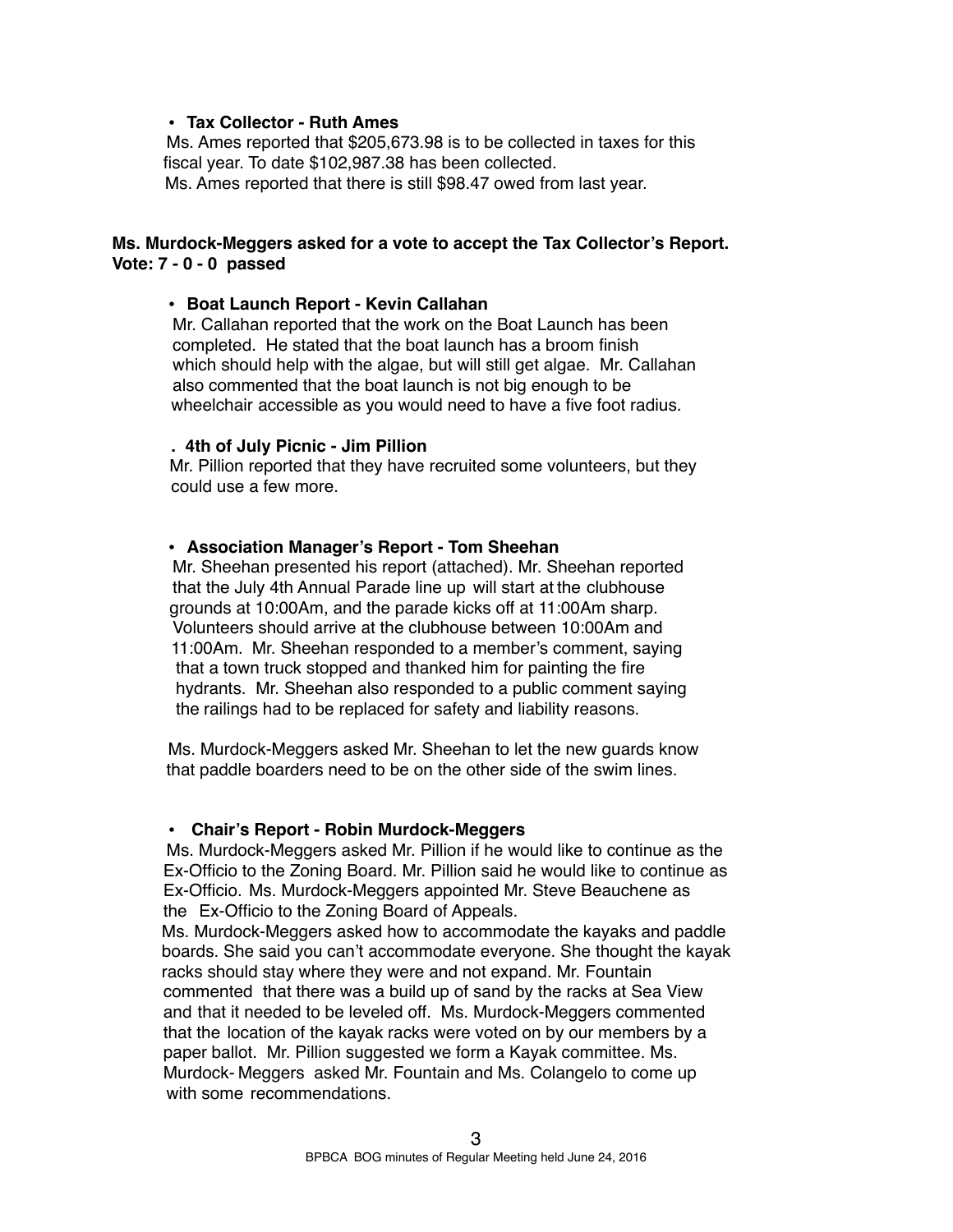- **Tax Collector - Ruth Ames**

Ms. Ames reported that $205,673.98 is to be collected in taxes for this fiscal year. To date $102,987.38 has been collected.
Ms. Ames reported that there is still $98.47 owed from last year.

**Ms. Murdock-Meggers asked for a vote to accept the Tax Collector's Report.**
**Vote: 7 - 0 - 0 passed**

- **Boat Launch Report - Kevin Callahan**

Mr. Callahan reported that the work on the Boat Launch has been completed. He stated that the boat launch has a broom finish which should help with the algae, but will still get algae. Mr. Callahan also commented that the boat launch is not big enough to be wheelchair accessible as you would need to have a five foot radius.

**. 4th of July Picnic - Jim Pillion**

Mr. Pillion reported that they have recruited some volunteers, but they could use a few more.

- **Association Manager's Report - Tom Sheehan**

Mr. Sheehan presented his report (attached). Mr. Sheehan reported that the July 4th Annual Parade line up will start at the clubhouse grounds at 10:00Am, and the parade kicks off at 11:00Am sharp. Volunteers should arrive at the clubhouse between 10:00Am and 11:00Am. Mr. Sheehan responded to a member's comment, saying that a town truck stopped and thanked him for painting the fire hydrants. Mr. Sheehan also responded to a public comment saying the railings had to be replaced for safety and liability reasons.

Ms. Murdock-Meggers asked Mr. Sheehan to let the new guards know that paddle boarders need to be on the other side of the swim lines.

- **Chair's Report - Robin Murdock-Meggers**

Ms. Murdock-Meggers asked Mr. Pillion if he would like to continue as the Ex-Officio to the Zoning Board. Mr. Pillion said he would like to continue as Ex-Officio. Ms. Murdock-Meggers appointed Mr. Steve Beauchene as the Ex-Officio to the Zoning Board of Appeals.
Ms. Murdock-Meggers asked how to accommodate the kayaks and paddle boards. She said you can't accommodate everyone. She thought the kayak racks should stay where they were and not expand. Mr. Fountain commented that there was a build up of sand by the racks at Sea View and that it needed to be leveled off. Ms. Murdock-Meggers commented that the location of the kayak racks were voted on by our members by a paper ballot. Mr. Pillion suggested we form a Kayak committee. Ms. Murdock- Meggers asked Mr. Fountain and Ms. Colangelo to come up with some recommendations.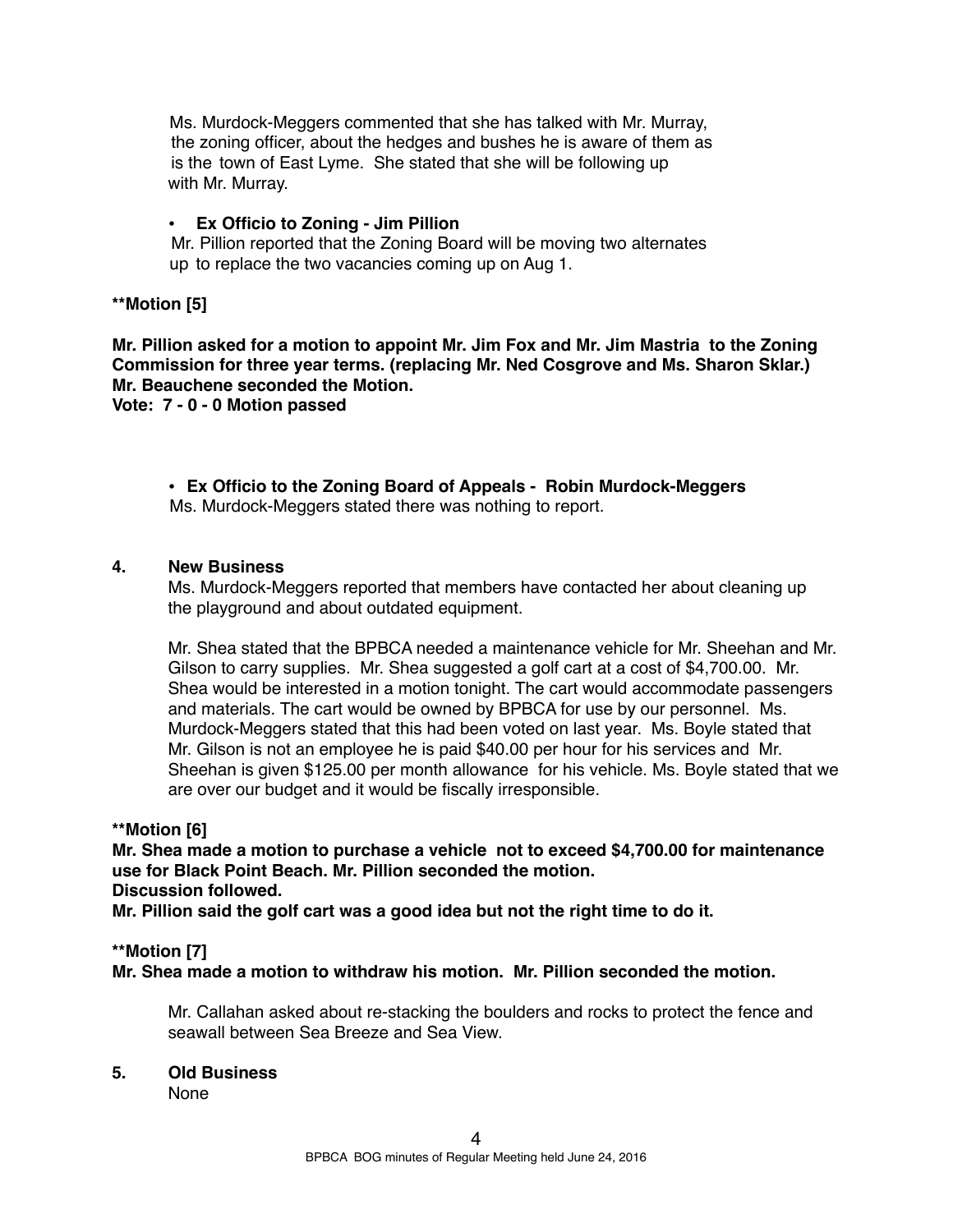Ms. Murdock-Meggers commented that she has talked with Mr. Murray, the zoning officer, about the hedges and bushes he is aware of them as is the town of East Lyme. She stated that she will be following up with Mr. Murray.

- **Ex Officio to Zoning - Jim Pillion**

Mr. Pillion reported that the Zoning Board will be moving two alternates up to replace the two vacancies coming up on Aug 1.

**\*\*Motion [5]**

**Mr. Pillion asked for a motion to appoint Mr. Jim Fox and Mr. Jim Mastria to the Zoning Commission for three year terms. (replacing Mr. Ned Cosgrove and Ms. Sharon Sklar.) Mr. Beauchene seconded the Motion.**
**Vote: 7 - 0 - 0 Motion passed**

- **Ex Officio to the Zoning Board of Appeals - Robin Murdock-Meggers**

Ms. Murdock-Meggers stated there was nothing to report.

## 4. New Business

Ms. Murdock-Meggers reported that members have contacted her about cleaning up the playground and about outdated equipment.

Mr. Shea stated that the BPBCA needed a maintenance vehicle for Mr. Sheehan and Mr. Gilson to carry supplies. Mr. Shea suggested a golf cart at a cost of $4,700.00. Mr. Shea would be interested in a motion tonight. The cart would accommodate passengers and materials. The cart would be owned by BPBCA for use by our personnel. Ms. Murdock-Meggers stated that this had been voted on last year. Ms. Boyle stated that Mr. Gilson is not an employee he is paid $40.00 per hour for his services and Mr. Sheehan is given $125.00 per month allowance for his vehicle. Ms. Boyle stated that we are over our budget and it would be fiscally irresponsible.

**\*\*Motion [6]**

**Mr. Shea made a motion to purchase a vehicle not to exceed $4,700.00 for maintenance use for Black Point Beach. Mr. Pillion seconded the motion.**
**Discussion followed.**
**Mr. Pillion said the golf cart was a good idea but not the right time to do it.**

**\*\*Motion [7]**

**Mr. Shea made a motion to withdraw his motion. Mr. Pillion seconded the motion.**

Mr. Callahan asked about re-stacking the boulders and rocks to protect the fence and seawall between Sea Breeze and Sea View.

## 5. Old Business

None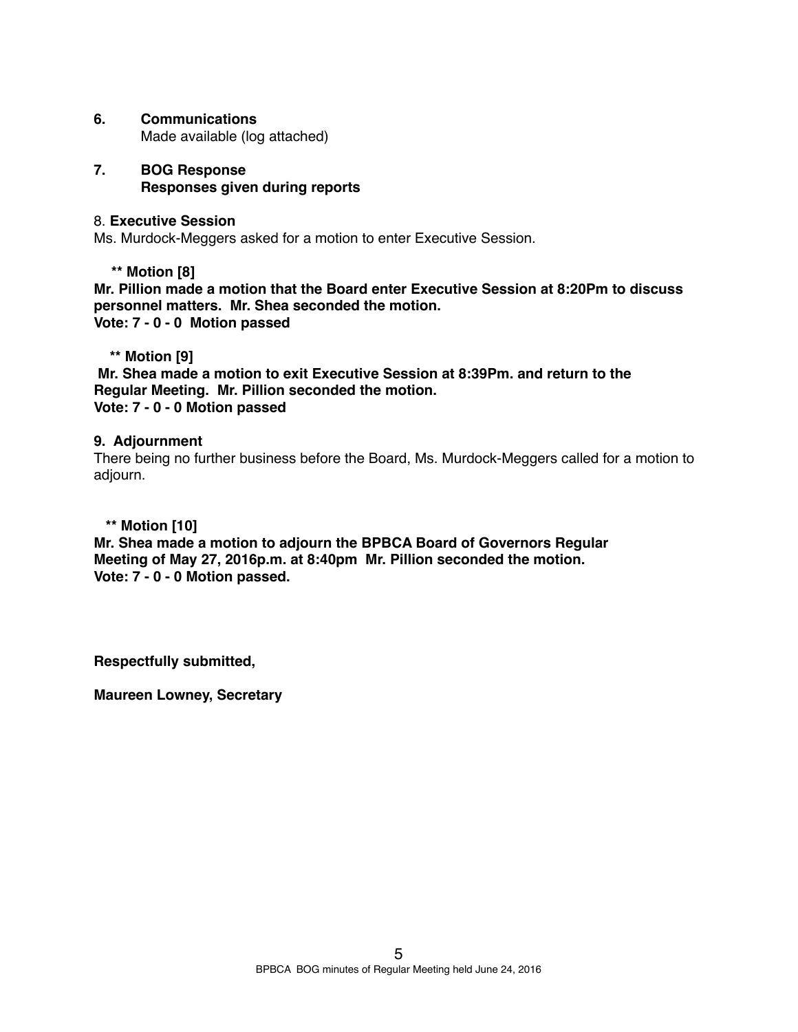**6. Communications**

Made available (log attached)

**7. BOG Response**

**Responses given during reports**

8. **Executive Session**

Ms. Murdock-Meggers asked for a motion to enter Executive Session.

**** Motion [8]**

**Mr. Pillion made a motion that the Board enter Executive Session at 8:20Pm to discuss personnel matters. Mr. Shea seconded the motion.**
**Vote: 7 - 0 - 0 Motion passed**

**** Motion [9]**

**Mr. Shea made a motion to exit Executive Session at 8:39Pm. and return to the Regular Meeting. Mr. Pillion seconded the motion.**
**Vote: 7 - 0 - 0 Motion passed**

**9. Adjournment**

There being no further business before the Board, Ms. Murdock-Meggers called for a motion to adjourn.

**** Motion [10]**

**Mr. Shea made a motion to adjourn the BPBCA Board of Governors Regular Meeting of May 27, 2016p.m. at 8:40pm Mr. Pillion seconded the motion.**
**Vote: 7 - 0 - 0 Motion passed.**

**Respectfully submitted,**

**Maureen Lowney, Secretary**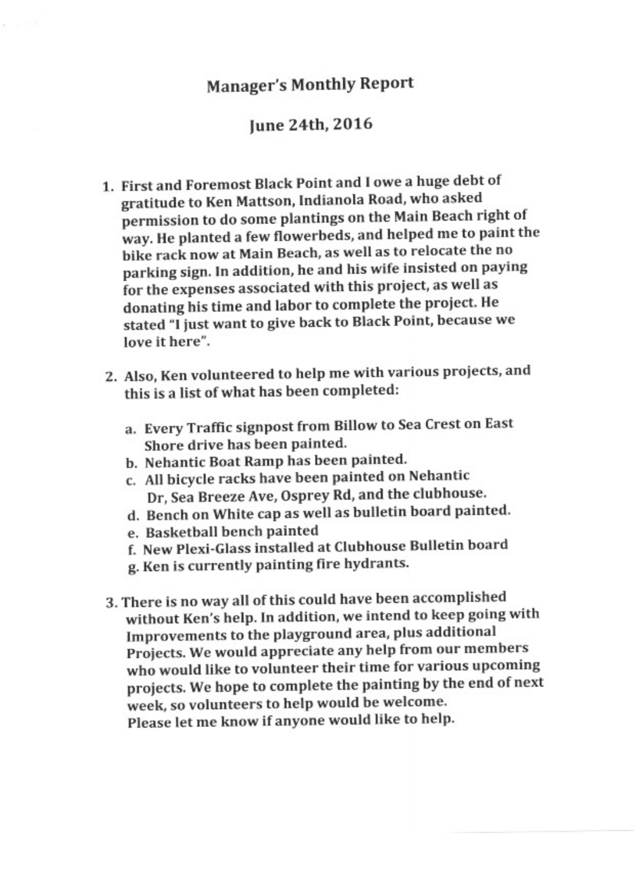# Manager's Monthly Report

## June 24th, 2016

1. First and Foremost Black Point and I owe a huge debt of gratitude to Ken Mattson, Indianola Road, who asked permission to do some plantings on the Main Beach right of way. He planted a few flowerbeds, and helped me to paint the bike rack now at Main Beach, as well as to relocate the no parking sign. In addition, he and his wife insisted on paying for the expenses associated with this project, as well as donating his time and labor to complete the project. He stated "I just want to give back to Black Point, because we love it here".

2. Also, Ken volunteered to help me with various projects, and this is a list of what has been completed:

   a. Every Traffic signpost from Billow to Sea Crest on East Shore drive has been painted.
   b. Nehantic Boat Ramp has been painted.
   c. All bicycle racks have been painted on Nehantic Dr, Sea Breeze Ave, Osprey Rd, and the clubhouse.
   d. Bench on White cap as well as bulletin board painted.
   e. Basketball bench painted
   f. New Plexi-Glass installed at Clubhouse Bulletin board
   g. Ken is currently painting fire hydrants.

3. There is no way all of this could have been accomplished without Ken's help. In addition, we intend to keep going with Improvements to the playground area, plus additional Projects. We would appreciate any help from our members who would like to volunteer their time for various upcoming projects. We hope to complete the painting by the end of next week, so volunteers to help would be welcome. Please let me know if anyone would like to help.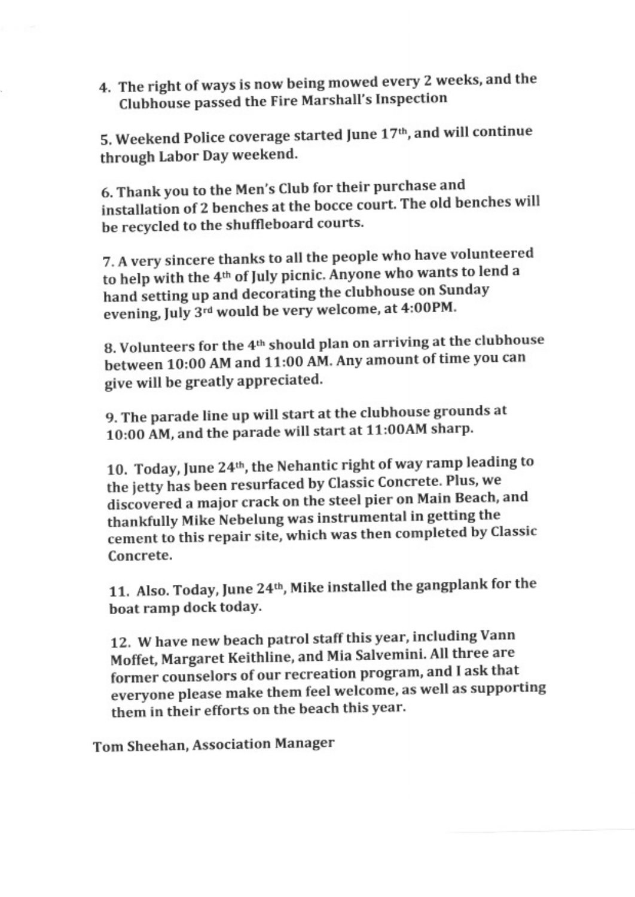4. The right of ways is now being mowed every 2 weeks, and the Clubhouse passed the Fire Marshall's Inspection

5. Weekend Police coverage started June 17th, and will continue through Labor Day weekend.

6. Thank you to the Men's Club for their purchase and installation of 2 benches at the bocce court. The old benches will be recycled to the shuffleboard courts.

7. A very sincere thanks to all the people who have volunteered to help with the 4th of July picnic. Anyone who wants to lend a hand setting up and decorating the clubhouse on Sunday evening, July 3rd would be very welcome, at 4:00PM.

8. Volunteers for the 4th should plan on arriving at the clubhouse between 10:00 AM and 11:00 AM. Any amount of time you can give will be greatly appreciated.

9. The parade line up will start at the clubhouse grounds at 10:00 AM, and the parade will start at 11:00AM sharp.

10. Today, June 24th, the Nehantic right of way ramp leading to the jetty has been resurfaced by Classic Concrete. Plus, we discovered a major crack on the steel pier on Main Beach, and thankfully Mike Nebelung was instrumental in getting the cement to this repair site, which was then completed by Classic Concrete.

11. Also. Today, June 24th, Mike installed the gangplank for the boat ramp dock today.

12. W have new beach patrol staff this year, including Vann Moffet, Margaret Keithline, and Mia Salvemini. All three are former counselors of our recreation program, and I ask that everyone please make them feel welcome, as well as supporting them in their efforts on the beach this year.

Tom Sheehan, Association Manager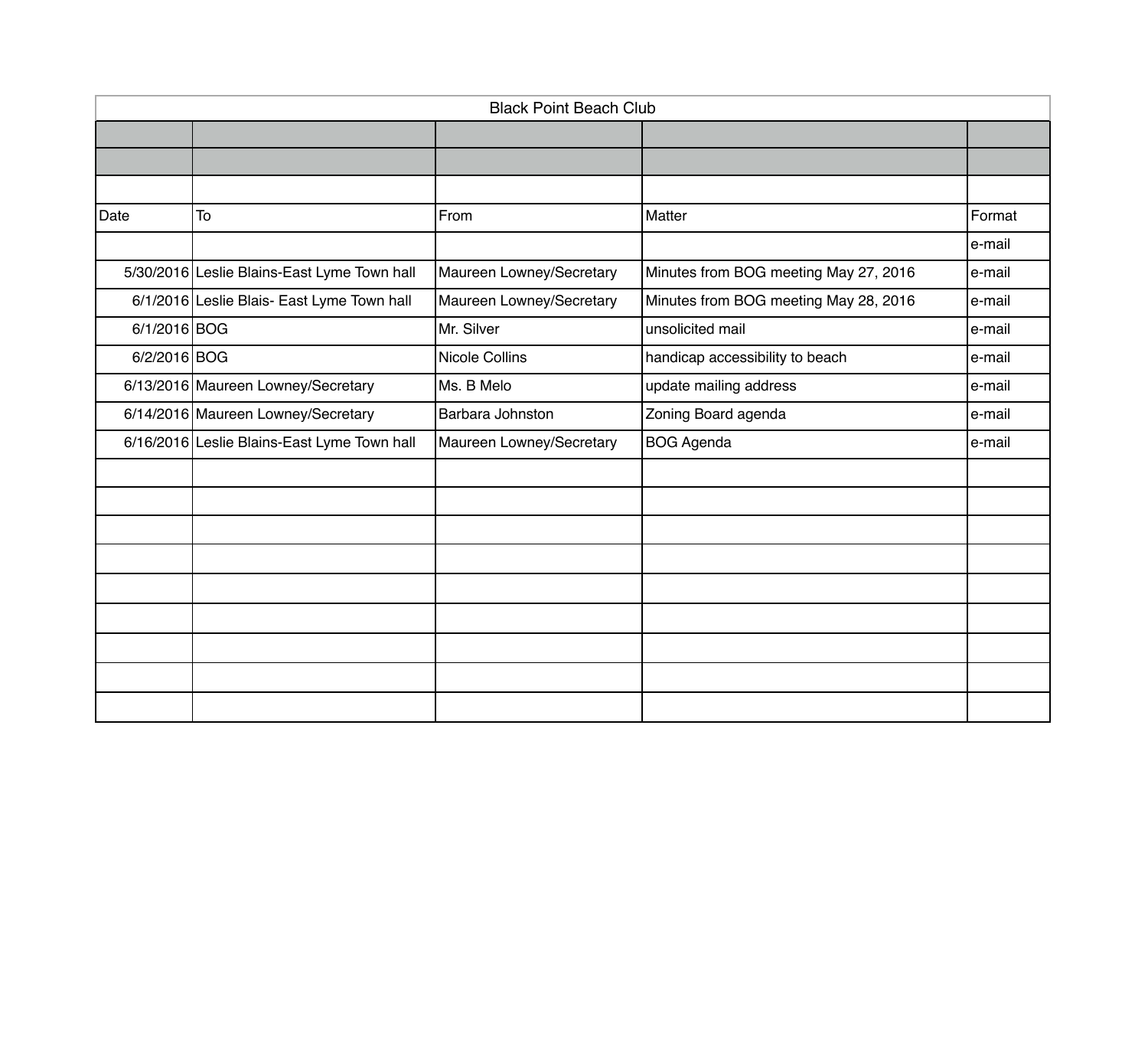Black Point Beach Club

| Date | To | From | Matter | Format |
|---|---|---|---|---|
| | | | | e-mail |
| 5/30/2016 | Leslie Blains-East Lyme Town hall | Maureen Lowney/Secretary | Minutes from BOG meeting May 27, 2016 | e-mail |
| 6/1/2016 | Leslie Blais- East Lyme Town hall | Maureen Lowney/Secretary | Minutes from BOG meeting May 28, 2016 | e-mail |
| 6/1/2016 | BOG | Mr. Silver | unsolicited mail | e-mail |
| 6/2/2016 | BOG | Nicole Collins | handicap accessibility to beach | e-mail |
| 6/13/2016 | Maureen Lowney/Secretary | Ms. B Melo | update mailing address | e-mail |
| 6/14/2016 | Maureen Lowney/Secretary | Barbara Johnston | Zoning Board agenda | e-mail |
| 6/16/2016 | Leslie Blains-East Lyme Town hall | Maureen Lowney/Secretary | BOG Agenda | e-mail |